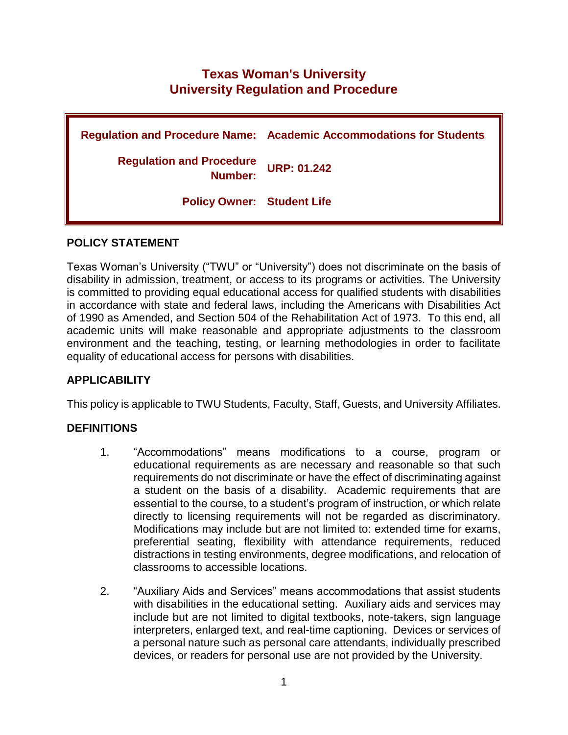# Texas Woman's University
# University Regulation and Procedure

| | |
|---|---|
| **Regulation and Procedure Name:** | **Academic Accommodations for Students** |
| **Regulation and Procedure Number:** | **URP: 01.242** |
| **Policy Owner:** | **Student Life** |

## POLICY STATEMENT

Texas Woman's University ("TWU" or "University") does not discriminate on the basis of disability in admission, treatment, or access to its programs or activities. The University is committed to providing equal educational access for qualified students with disabilities in accordance with state and federal laws, including the Americans with Disabilities Act of 1990 as Amended, and Section 504 of the Rehabilitation Act of 1973. To this end, all academic units will make reasonable and appropriate adjustments to the classroom environment and the teaching, testing, or learning methodologies in order to facilitate equality of educational access for persons with disabilities.

## APPLICABILITY

This policy is applicable to TWU Students, Faculty, Staff, Guests, and University Affiliates.

## DEFINITIONS

1. "Accommodations" means modifications to a course, program or educational requirements as are necessary and reasonable so that such requirements do not discriminate or have the effect of discriminating against a student on the basis of a disability. Academic requirements that are essential to the course, to a student's program of instruction, or which relate directly to licensing requirements will not be regarded as discriminatory. Modifications may include but are not limited to: extended time for exams, preferential seating, flexibility with attendance requirements, reduced distractions in testing environments, degree modifications, and relocation of classrooms to accessible locations.

2. "Auxiliary Aids and Services" means accommodations that assist students with disabilities in the educational setting. Auxiliary aids and services may include but are not limited to digital textbooks, note-takers, sign language interpreters, enlarged text, and real-time captioning. Devices or services of a personal nature such as personal care attendants, individually prescribed devices, or readers for personal use are not provided by the University.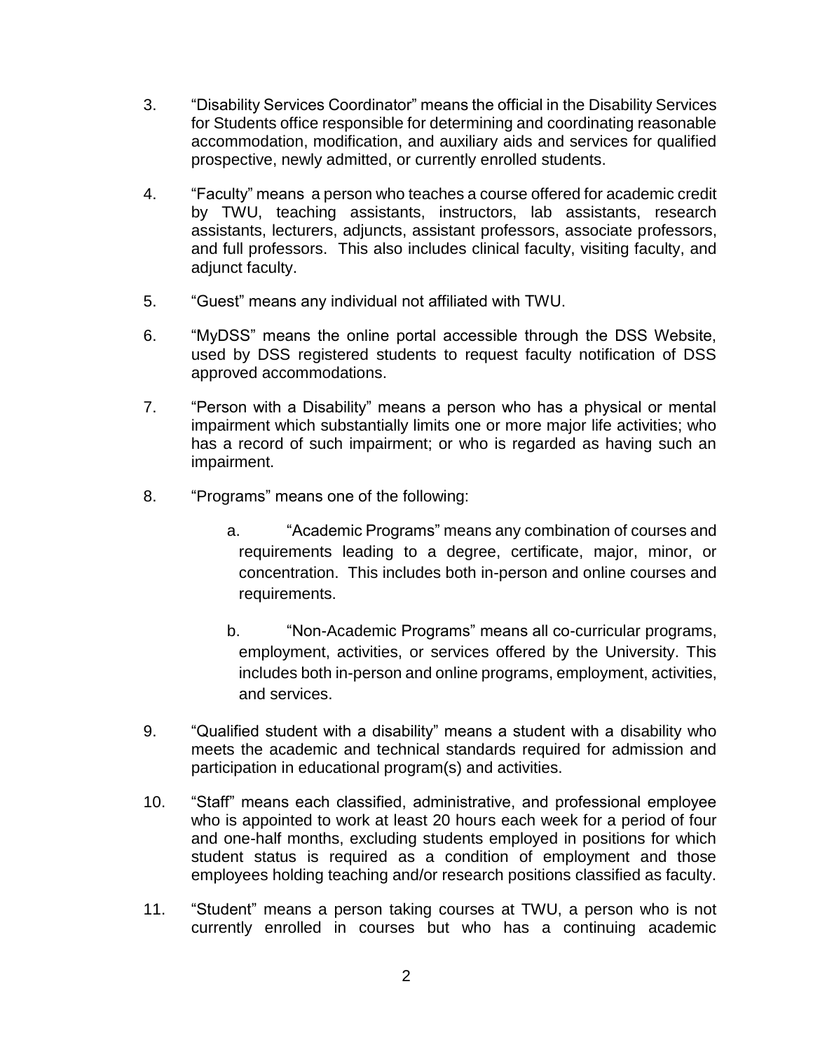3. “Disability Services Coordinator” means the official in the Disability Services for Students office responsible for determining and coordinating reasonable accommodation, modification, and auxiliary aids and services for qualified prospective, newly admitted, or currently enrolled students.

4. “Faculty” means a person who teaches a course offered for academic credit by TWU, teaching assistants, instructors, lab assistants, research assistants, lecturers, adjuncts, assistant professors, associate professors, and full professors. This also includes clinical faculty, visiting faculty, and adjunct faculty.

5. “Guest” means any individual not affiliated with TWU.

6. “MyDSS” means the online portal accessible through the DSS Website, used by DSS registered students to request faculty notification of DSS approved accommodations.

7. “Person with a Disability” means a person who has a physical or mental impairment which substantially limits one or more major life activities; who has a record of such impairment; or who is regarded as having such an impairment.

8. “Programs” means one of the following:

   a. “Academic Programs” means any combination of courses and requirements leading to a degree, certificate, major, minor, or concentration. This includes both in-person and online courses and requirements.

   b. “Non-Academic Programs” means all co-curricular programs, employment, activities, or services offered by the University. This includes both in-person and online programs, employment, activities, and services.

9. “Qualified student with a disability” means a student with a disability who meets the academic and technical standards required for admission and participation in educational program(s) and activities.

10. “Staff” means each classified, administrative, and professional employee who is appointed to work at least 20 hours each week for a period of four and one-half months, excluding students employed in positions for which student status is required as a condition of employment and those employees holding teaching and/or research positions classified as faculty.

11. “Student” means a person taking courses at TWU, a person who is not currently enrolled in courses but who has a continuing academic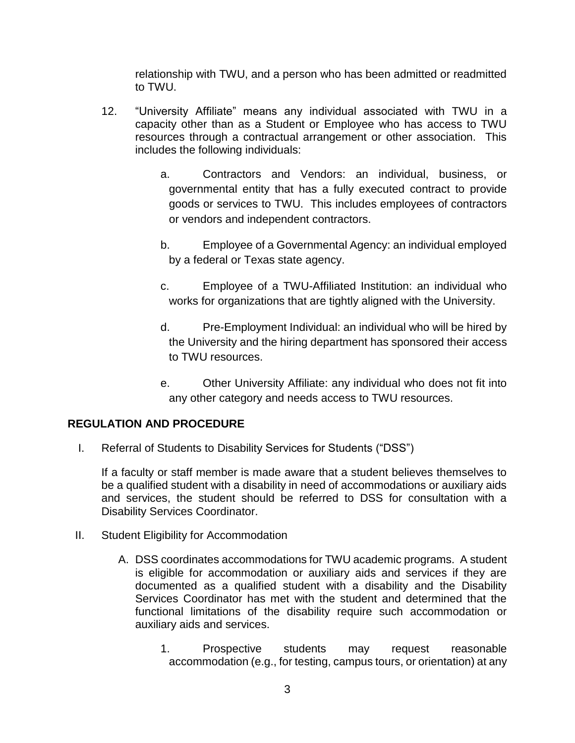relationship with TWU, and a person who has been admitted or readmitted to TWU.

12. "University Affiliate" means any individual associated with TWU in a capacity other than as a Student or Employee who has access to TWU resources through a contractual arrangement or other association. This includes the following individuals:

    a. Contractors and Vendors: an individual, business, or governmental entity that has a fully executed contract to provide goods or services to TWU. This includes employees of contractors or vendors and independent contractors.

    b. Employee of a Governmental Agency: an individual employed by a federal or Texas state agency.

    c. Employee of a TWU-Affiliated Institution: an individual who works for organizations that are tightly aligned with the University.

    d. Pre-Employment Individual: an individual who will be hired by the University and the hiring department has sponsored their access to TWU resources.

    e. Other University Affiliate: any individual who does not fit into any other category and needs access to TWU resources.

## REGULATION AND PROCEDURE

I. Referral of Students to Disability Services for Students ("DSS")

   If a faculty or staff member is made aware that a student believes themselves to be a qualified student with a disability in need of accommodations or auxiliary aids and services, the student should be referred to DSS for consultation with a Disability Services Coordinator.

II. Student Eligibility for Accommodation

   A. DSS coordinates accommodations for TWU academic programs. A student is eligible for accommodation or auxiliary aids and services if they are documented as a qualified student with a disability and the Disability Services Coordinator has met with the student and determined that the functional limitations of the disability require such accommodation or auxiliary aids and services.

      1. Prospective students may request reasonable accommodation (e.g., for testing, campus tours, or orientation) at any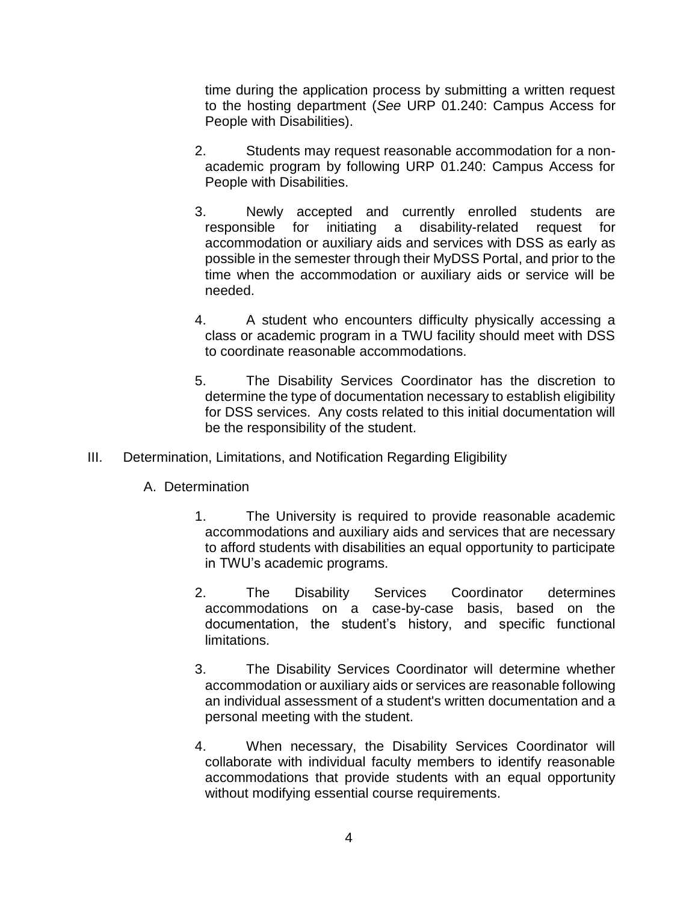time during the application process by submitting a written request to the hosting department (*See* URP 01.240: Campus Access for People with Disabilities).

2. Students may request reasonable accommodation for a non-academic program by following URP 01.240: Campus Access for People with Disabilities.

3. Newly accepted and currently enrolled students are responsible for initiating a disability-related request for accommodation or auxiliary aids and services with DSS as early as possible in the semester through their MyDSS Portal, and prior to the time when the accommodation or auxiliary aids or service will be needed.

4. A student who encounters difficulty physically accessing a class or academic program in a TWU facility should meet with DSS to coordinate reasonable accommodations.

5. The Disability Services Coordinator has the discretion to determine the type of documentation necessary to establish eligibility for DSS services. Any costs related to this initial documentation will be the responsibility of the student.

III. Determination, Limitations, and Notification Regarding Eligibility

A. Determination

1. The University is required to provide reasonable academic accommodations and auxiliary aids and services that are necessary to afford students with disabilities an equal opportunity to participate in TWU's academic programs.

2. The Disability Services Coordinator determines accommodations on a case-by-case basis, based on the documentation, the student's history, and specific functional limitations.

3. The Disability Services Coordinator will determine whether accommodation or auxiliary aids or services are reasonable following an individual assessment of a student's written documentation and a personal meeting with the student.

4. When necessary, the Disability Services Coordinator will collaborate with individual faculty members to identify reasonable accommodations that provide students with an equal opportunity without modifying essential course requirements.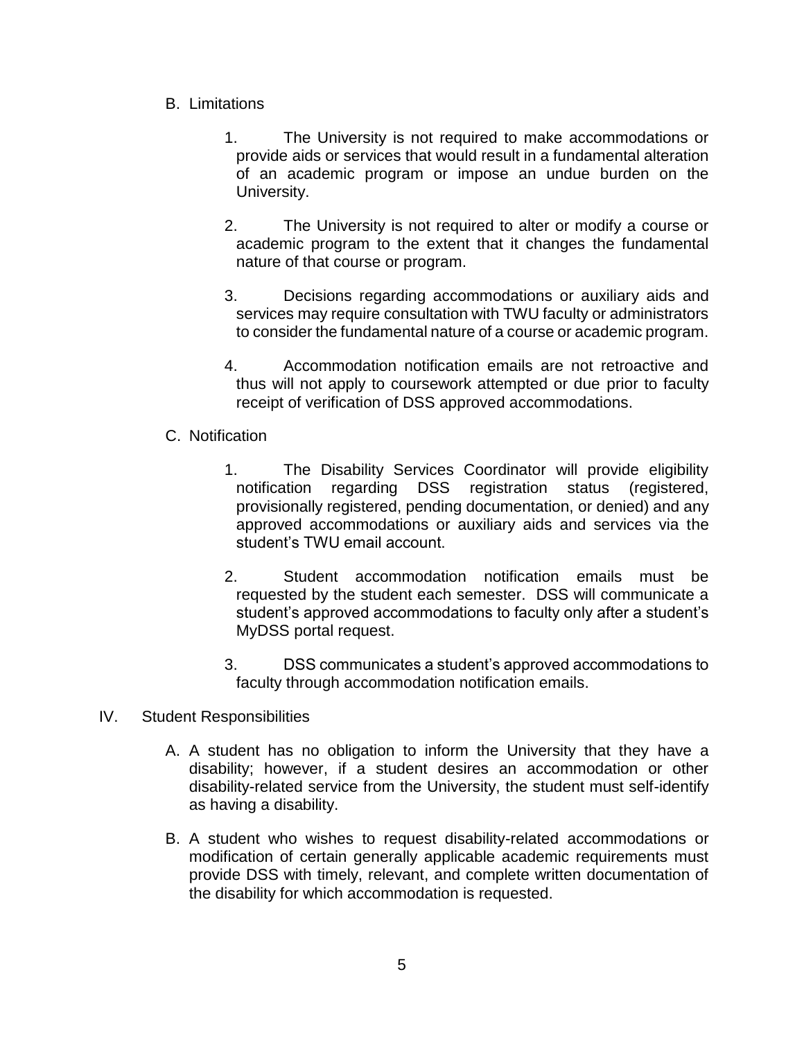B. Limitations

1. The University is not required to make accommodations or provide aids or services that would result in a fundamental alteration of an academic program or impose an undue burden on the University.

2. The University is not required to alter or modify a course or academic program to the extent that it changes the fundamental nature of that course or program.

3. Decisions regarding accommodations or auxiliary aids and services may require consultation with TWU faculty or administrators to consider the fundamental nature of a course or academic program.

4. Accommodation notification emails are not retroactive and thus will not apply to coursework attempted or due prior to faculty receipt of verification of DSS approved accommodations.

C. Notification

1. The Disability Services Coordinator will provide eligibility notification regarding DSS registration status (registered, provisionally registered, pending documentation, or denied) and any approved accommodations or auxiliary aids and services via the student's TWU email account.

2. Student accommodation notification emails must be requested by the student each semester. DSS will communicate a student's approved accommodations to faculty only after a student's MyDSS portal request.

3. DSS communicates a student's approved accommodations to faculty through accommodation notification emails.

## IV. Student Responsibilities

A. A student has no obligation to inform the University that they have a disability; however, if a student desires an accommodation or other disability-related service from the University, the student must self-identify as having a disability.

B. A student who wishes to request disability-related accommodations or modification of certain generally applicable academic requirements must provide DSS with timely, relevant, and complete written documentation of the disability for which accommodation is requested.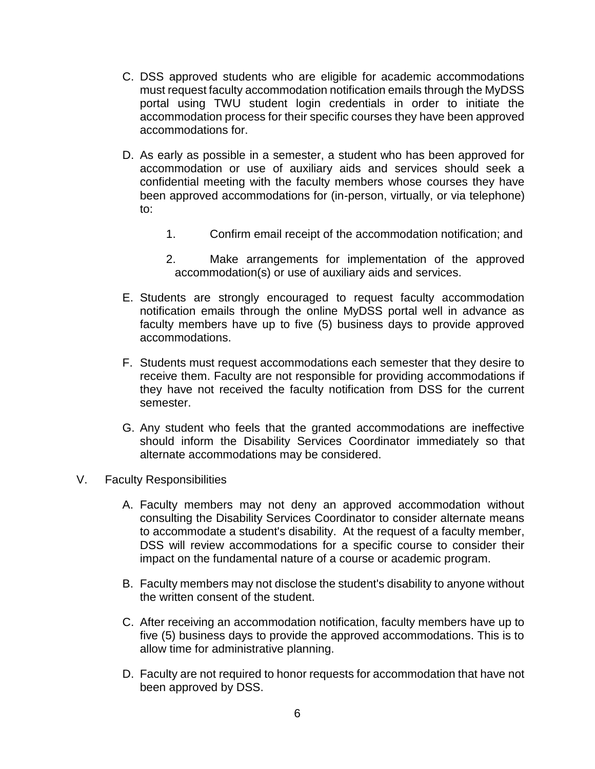C. DSS approved students who are eligible for academic accommodations must request faculty accommodation notification emails through the MyDSS portal using TWU student login credentials in order to initiate the accommodation process for their specific courses they have been approved accommodations for.

D. As early as possible in a semester, a student who has been approved for accommodation or use of auxiliary aids and services should seek a confidential meeting with the faculty members whose courses they have been approved accommodations for (in-person, virtually, or via telephone) to:

   1. Confirm email receipt of the accommodation notification; and

   2. Make arrangements for implementation of the approved accommodation(s) or use of auxiliary aids and services.

E. Students are strongly encouraged to request faculty accommodation notification emails through the online MyDSS portal well in advance as faculty members have up to five (5) business days to provide approved accommodations.

F. Students must request accommodations each semester that they desire to receive them. Faculty are not responsible for providing accommodations if they have not received the faculty notification from DSS for the current semester.

G. Any student who feels that the granted accommodations are ineffective should inform the Disability Services Coordinator immediately so that alternate accommodations may be considered.

## V. Faculty Responsibilities

A. Faculty members may not deny an approved accommodation without consulting the Disability Services Coordinator to consider alternate means to accommodate a student's disability. At the request of a faculty member, DSS will review accommodations for a specific course to consider their impact on the fundamental nature of a course or academic program.

B. Faculty members may not disclose the student's disability to anyone without the written consent of the student.

C. After receiving an accommodation notification, faculty members have up to five (5) business days to provide the approved accommodations. This is to allow time for administrative planning.

D. Faculty are not required to honor requests for accommodation that have not been approved by DSS.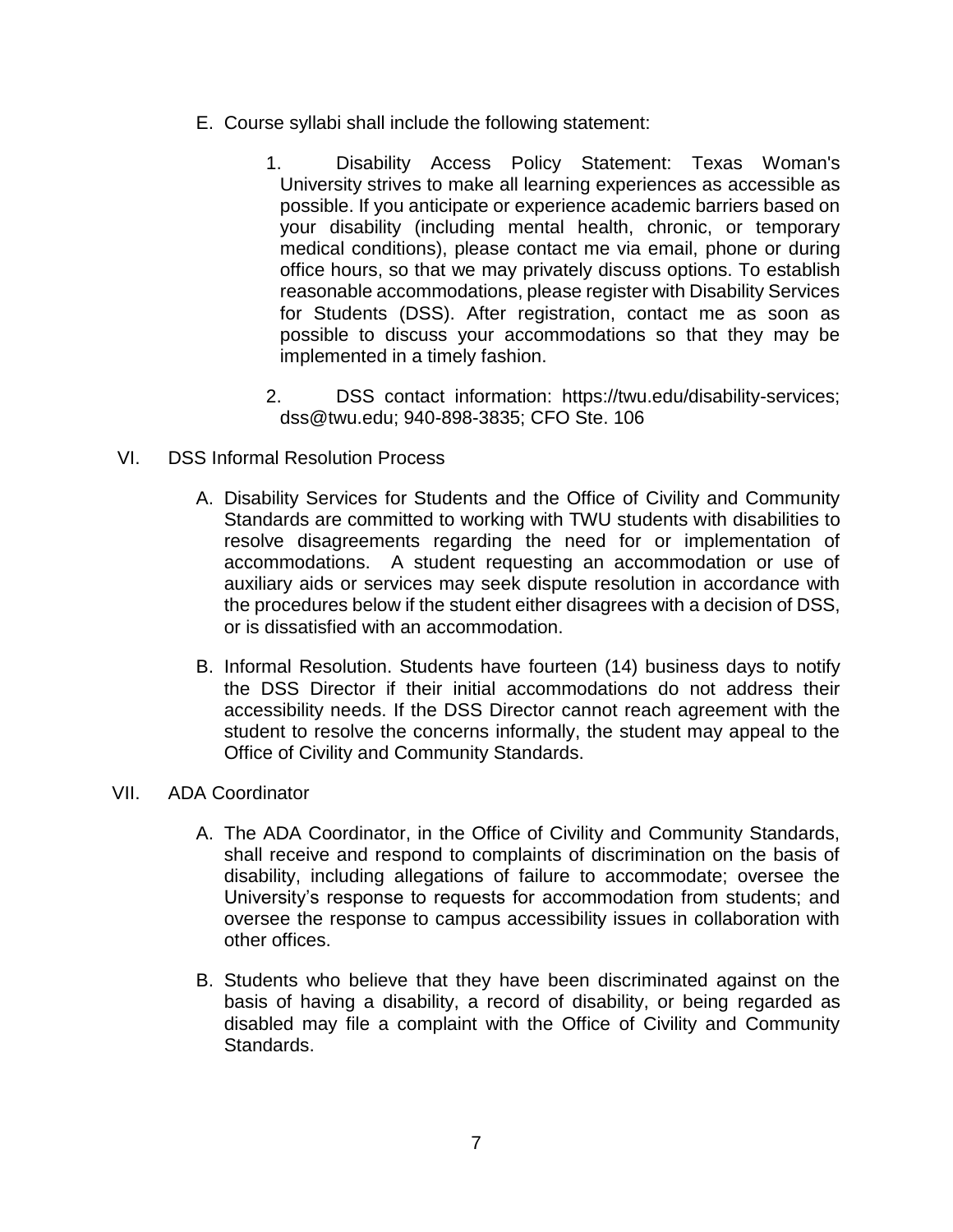E. Course syllabi shall include the following statement:

   1. Disability Access Policy Statement: Texas Woman's University strives to make all learning experiences as accessible as possible. If you anticipate or experience academic barriers based on your disability (including mental health, chronic, or temporary medical conditions), please contact me via email, phone or during office hours, so that we may privately discuss options. To establish reasonable accommodations, please register with Disability Services for Students (DSS). After registration, contact me as soon as possible to discuss your accommodations so that they may be implemented in a timely fashion.

   2. DSS contact information: https://twu.edu/disability-services; dss@twu.edu; 940-898-3835; CFO Ste. 106

VI. DSS Informal Resolution Process

   A. Disability Services for Students and the Office of Civility and Community Standards are committed to working with TWU students with disabilities to resolve disagreements regarding the need for or implementation of accommodations. A student requesting an accommodation or use of auxiliary aids or services may seek dispute resolution in accordance with the procedures below if the student either disagrees with a decision of DSS, or is dissatisfied with an accommodation.

   B. Informal Resolution. Students have fourteen (14) business days to notify the DSS Director if their initial accommodations do not address their accessibility needs. If the DSS Director cannot reach agreement with the student to resolve the concerns informally, the student may appeal to the Office of Civility and Community Standards.

VII. ADA Coordinator

   A. The ADA Coordinator, in the Office of Civility and Community Standards, shall receive and respond to complaints of discrimination on the basis of disability, including allegations of failure to accommodate; oversee the University's response to requests for accommodation from students; and oversee the response to campus accessibility issues in collaboration with other offices.

   B. Students who believe that they have been discriminated against on the basis of having a disability, a record of disability, or being regarded as disabled may file a complaint with the Office of Civility and Community Standards.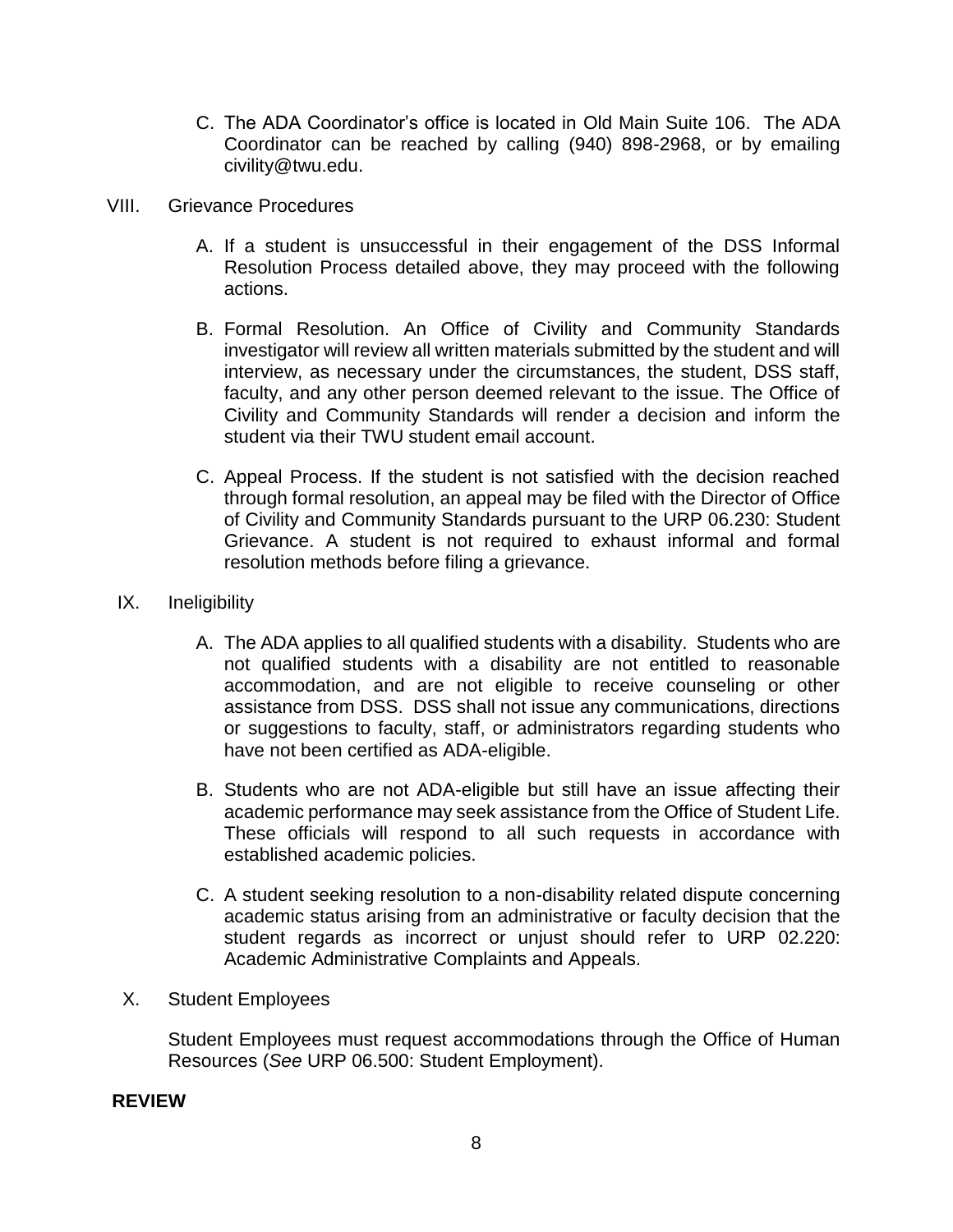C. The ADA Coordinator's office is located in Old Main Suite 106. The ADA Coordinator can be reached by calling (940) 898-2968, or by emailing civility@twu.edu.

VIII. Grievance Procedures

A. If a student is unsuccessful in their engagement of the DSS Informal Resolution Process detailed above, they may proceed with the following actions.

B. Formal Resolution. An Office of Civility and Community Standards investigator will review all written materials submitted by the student and will interview, as necessary under the circumstances, the student, DSS staff, faculty, and any other person deemed relevant to the issue. The Office of Civility and Community Standards will render a decision and inform the student via their TWU student email account.

C. Appeal Process. If the student is not satisfied with the decision reached through formal resolution, an appeal may be filed with the Director of Office of Civility and Community Standards pursuant to the URP 06.230: Student Grievance. A student is not required to exhaust informal and formal resolution methods before filing a grievance.

IX. Ineligibility

A. The ADA applies to all qualified students with a disability. Students who are not qualified students with a disability are not entitled to reasonable accommodation, and are not eligible to receive counseling or other assistance from DSS. DSS shall not issue any communications, directions or suggestions to faculty, staff, or administrators regarding students who have not been certified as ADA-eligible.

B. Students who are not ADA-eligible but still have an issue affecting their academic performance may seek assistance from the Office of Student Life. These officials will respond to all such requests in accordance with established academic policies.

C. A student seeking resolution to a non-disability related dispute concerning academic status arising from an administrative or faculty decision that the student regards as incorrect or unjust should refer to URP 02.220: Academic Administrative Complaints and Appeals.

X. Student Employees

Student Employees must request accommodations through the Office of Human Resources (*See* URP 06.500: Student Employment).

**REVIEW**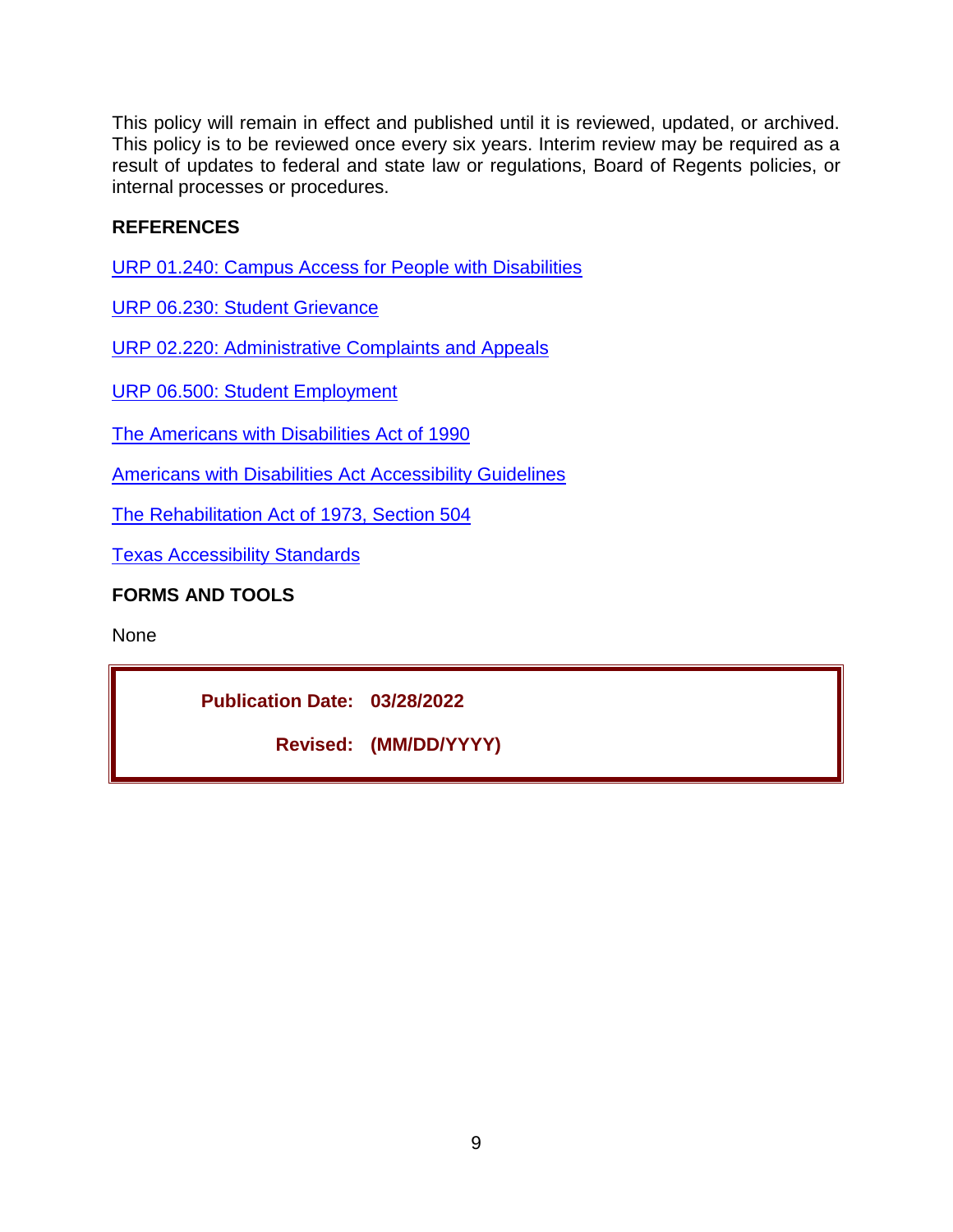This policy will remain in effect and published until it is reviewed, updated, or archived. This policy is to be reviewed once every six years. Interim review may be required as a result of updates to federal and state law or regulations, Board of Regents policies, or internal processes or procedures.

## REFERENCES

URP 01.240: Campus Access for People with Disabilities

URP 06.230: Student Grievance

URP 02.220: Administrative Complaints and Appeals

URP 06.500: Student Employment

The Americans with Disabilities Act of 1990

Americans with Disabilities Act Accessibility Guidelines

The Rehabilitation Act of 1973, Section 504

Texas Accessibility Standards

## FORMS AND TOOLS

None

**Publication Date: 03/28/2022**

**Revised: (MM/DD/YYYY)**